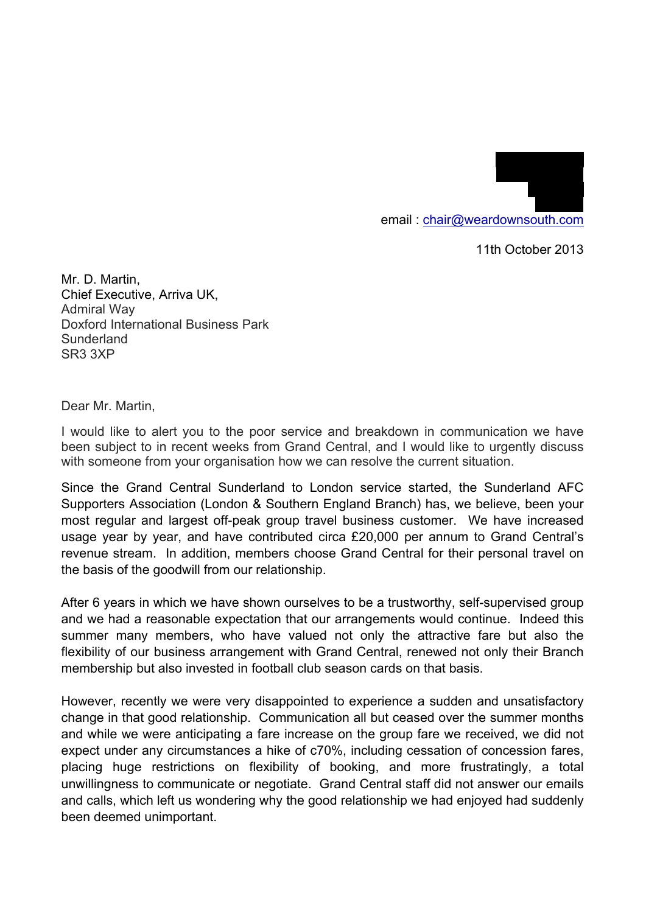email : chair@weardownsouth.com

11th October 2013

Mr. D. Martin,  
Chief Executive, Arriva UK,  
Admiral Way  
Doxford International Business Park  
Sunderland  
SR3 3XP

Dear Mr. Martin,

I would like to alert you to the poor service and breakdown in communication we have been subject to in recent weeks from Grand Central, and I would like to urgently discuss with someone from your organisation how we can resolve the current situation.

Since the Grand Central Sunderland to London service started, the Sunderland AFC Supporters Association (London & Southern England Branch) has, we believe, been your most regular and largest off-peak group travel business customer. We have increased usage year by year, and have contributed circa £20,000 per annum to Grand Central's revenue stream. In addition, members choose Grand Central for their personal travel on the basis of the goodwill from our relationship.

After 6 years in which we have shown ourselves to be a trustworthy, self-supervised group and we had a reasonable expectation that our arrangements would continue. Indeed this summer many members, who have valued not only the attractive fare but also the flexibility of our business arrangement with Grand Central, renewed not only their Branch membership but also invested in football club season cards on that basis.

However, recently we were very disappointed to experience a sudden and unsatisfactory change in that good relationship. Communication all but ceased over the summer months and while we were anticipating a fare increase on the group fare we received, we did not expect under any circumstances a hike of c70%, including cessation of concession fares, placing huge restrictions on flexibility of booking, and more frustratingly, a total unwillingness to communicate or negotiate. Grand Central staff did not answer our emails and calls, which left us wondering why the good relationship we had enjoyed had suddenly been deemed unimportant.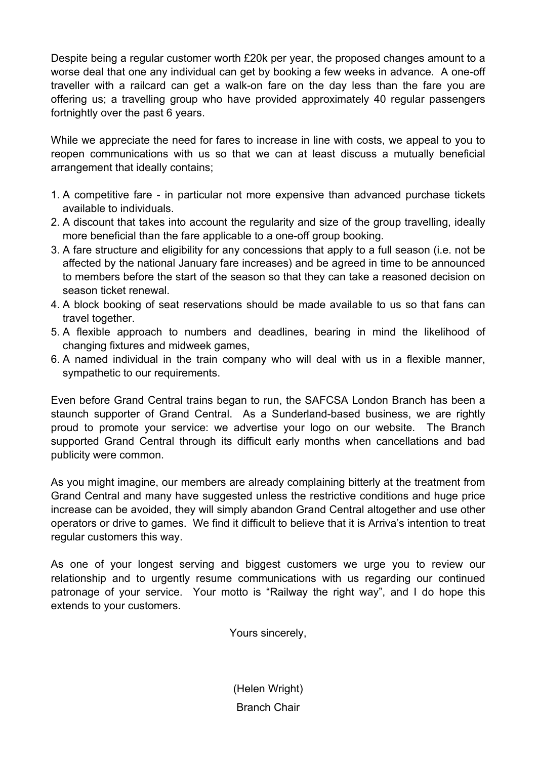Despite being a regular customer worth £20k per year, the proposed changes amount to a worse deal that one any individual can get by booking a few weeks in advance. A one-off traveller with a railcard can get a walk-on fare on the day less than the fare you are offering us; a travelling group who have provided approximately 40 regular passengers fortnightly over the past 6 years.

While we appreciate the need for fares to increase in line with costs, we appeal to you to reopen communications with us so that we can at least discuss a mutually beneficial arrangement that ideally contains;

1. A competitive fare - in particular not more expensive than advanced purchase tickets available to individuals.
2. A discount that takes into account the regularity and size of the group travelling, ideally more beneficial than the fare applicable to a one-off group booking.
3. A fare structure and eligibility for any concessions that apply to a full season (i.e. not be affected by the national January fare increases) and be agreed in time to be announced to members before the start of the season so that they can take a reasoned decision on season ticket renewal.
4. A block booking of seat reservations should be made available to us so that fans can travel together.
5. A flexible approach to numbers and deadlines, bearing in mind the likelihood of changing fixtures and midweek games,
6. A named individual in the train company who will deal with us in a flexible manner, sympathetic to our requirements.

Even before Grand Central trains began to run, the SAFCSA London Branch has been a staunch supporter of Grand Central. As a Sunderland-based business, we are rightly proud to promote your service: we advertise your logo on our website. The Branch supported Grand Central through its difficult early months when cancellations and bad publicity were common.

As you might imagine, our members are already complaining bitterly at the treatment from Grand Central and many have suggested unless the restrictive conditions and huge price increase can be avoided, they will simply abandon Grand Central altogether and use other operators or drive to games. We find it difficult to believe that it is Arriva's intention to treat regular customers this way.

As one of your longest serving and biggest customers we urge you to review our relationship and to urgently resume communications with us regarding our continued patronage of your service. Your motto is "Railway the right way", and I do hope this extends to your customers.

Yours sincerely,

(Helen Wright)

Branch Chair